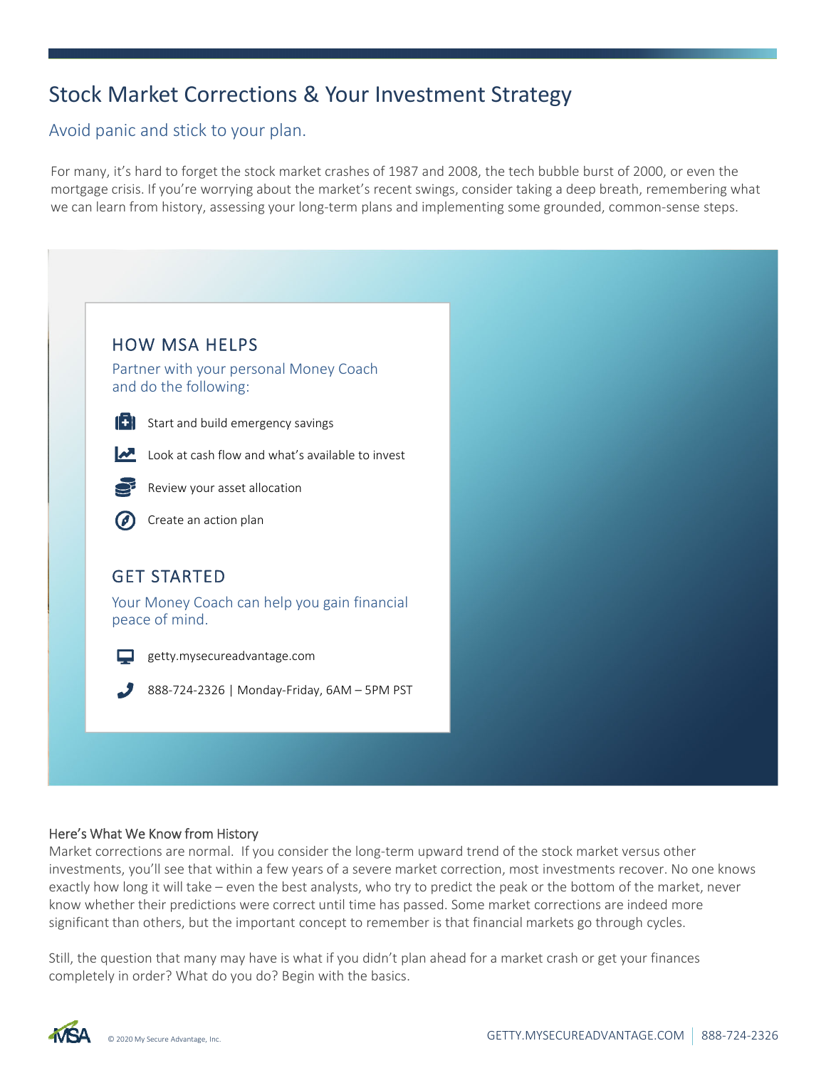# Stock Market Corrections & Your Investment Strategy

## Avoid panic and stick to your plan.

For many, it's hard to forget the stock market crashes of 1987 and 2008, the tech bubble burst of 2000, or even the mortgage crisis. If you're worrying about the market's recent swings, consider taking a deep breath, remembering what we can learn from history, assessing your long-term plans and implementing some grounded, common-sense steps.

### HOW MSA HELPS

Partner with your personal Money Coach and do the following:

- Start and build emergency savings
- Look at cash flow and what's available to invest
- Review your asset allocation
- Create an action plan

### GET STARTED

Your Money Coach can help you gain financial peace of mind.

- getty.mysecureadvantage.com
- 888-724-2326 | Monday-Friday, 6AM – 5PM PST

### Here's What We Know from History

Market corrections are normal. If you consider the long-term upward trend of the stock market versus other investments, you'll see that within a few years of a severe market correction, most investments recover. No one knows exactly how long it will take – even the best analysts, who try to predict the peak or the bottom of the market, never know whether their predictions were correct until time has passed. Some market corrections are indeed more significant than others, but the important concept to remember is that financial markets go through cycles.

Still, the question that many may have is what if you didn't plan ahead for a market crash or get your finances completely in order? What do you do? Begin with the basics.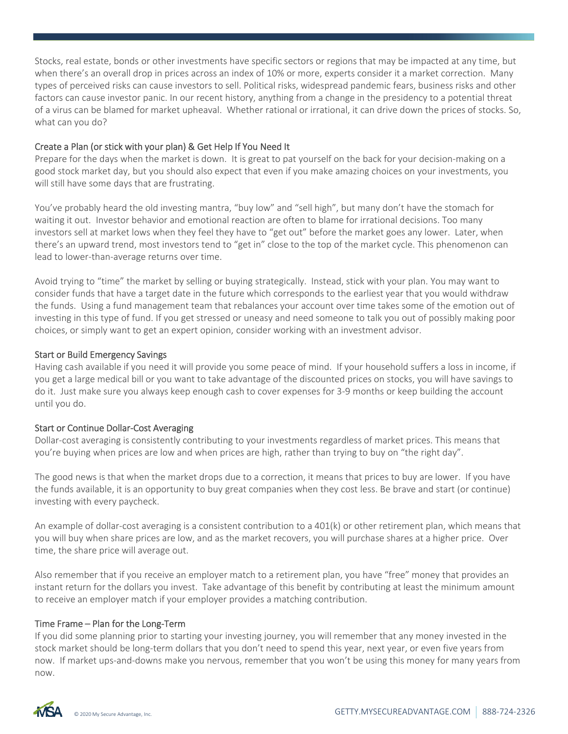Stocks, real estate, bonds or other investments have specific sectors or regions that may be impacted at any time, but when there's an overall drop in prices across an index of 10% or more, experts consider it a market correction. Many types of perceived risks can cause investors to sell. Political risks, widespread pandemic fears, business risks and other factors can cause investor panic. In our recent history, anything from a change in the presidency to a potential threat of a virus can be blamed for market upheaval. Whether rational or irrational, it can drive down the prices of stocks. So, what can you do?

## Create a Plan (or stick with your plan) & Get Help If You Need It

Prepare for the days when the market is down. It is great to pat yourself on the back for your decision-making on a good stock market day, but you should also expect that even if you make amazing choices on your investments, you will still have some days that are frustrating.

You've probably heard the old investing mantra, "buy low" and "sell high", but many don't have the stomach for waiting it out. Investor behavior and emotional reaction are often to blame for irrational decisions. Too many investors sell at market lows when they feel they have to "get out" before the market goes any lower. Later, when there's an upward trend, most investors tend to "get in" close to the top of the market cycle. This phenomenon can lead to lower-than-average returns over time.

Avoid trying to "time" the market by selling or buying strategically. Instead, stick with your plan. You may want to consider funds that have a target date in the future which corresponds to the earliest year that you would withdraw the funds. Using a fund management team that rebalances your account over time takes some of the emotion out of investing in this type of fund. If you get stressed or uneasy and need someone to talk you out of possibly making poor choices, or simply want to get an expert opinion, consider working with an investment advisor.

## Start or Build Emergency Savings

Having cash available if you need it will provide you some peace of mind. If your household suffers a loss in income, if you get a large medical bill or you want to take advantage of the discounted prices on stocks, you will have savings to do it. Just make sure you always keep enough cash to cover expenses for 3-9 months or keep building the account until you do.

## Start or Continue Dollar-Cost Averaging

Dollar-cost averaging is consistently contributing to your investments regardless of market prices. This means that you're buying when prices are low and when prices are high, rather than trying to buy on "the right day".

The good news is that when the market drops due to a correction, it means that prices to buy are lower. If you have the funds available, it is an opportunity to buy great companies when they cost less. Be brave and start (or continue) investing with every paycheck.

An example of dollar-cost averaging is a consistent contribution to a 401(k) or other retirement plan, which means that you will buy when share prices are low, and as the market recovers, you will purchase shares at a higher price. Over time, the share price will average out.

Also remember that if you receive an employer match to a retirement plan, you have "free" money that provides an instant return for the dollars you invest. Take advantage of this benefit by contributing at least the minimum amount to receive an employer match if your employer provides a matching contribution.

## Time Frame – Plan for the Long-Term

If you did some planning prior to starting your investing journey, you will remember that any money invested in the stock market should be long-term dollars that you don't need to spend this year, next year, or even five years from now. If market ups-and-downs make you nervous, remember that you won't be using this money for many years from now.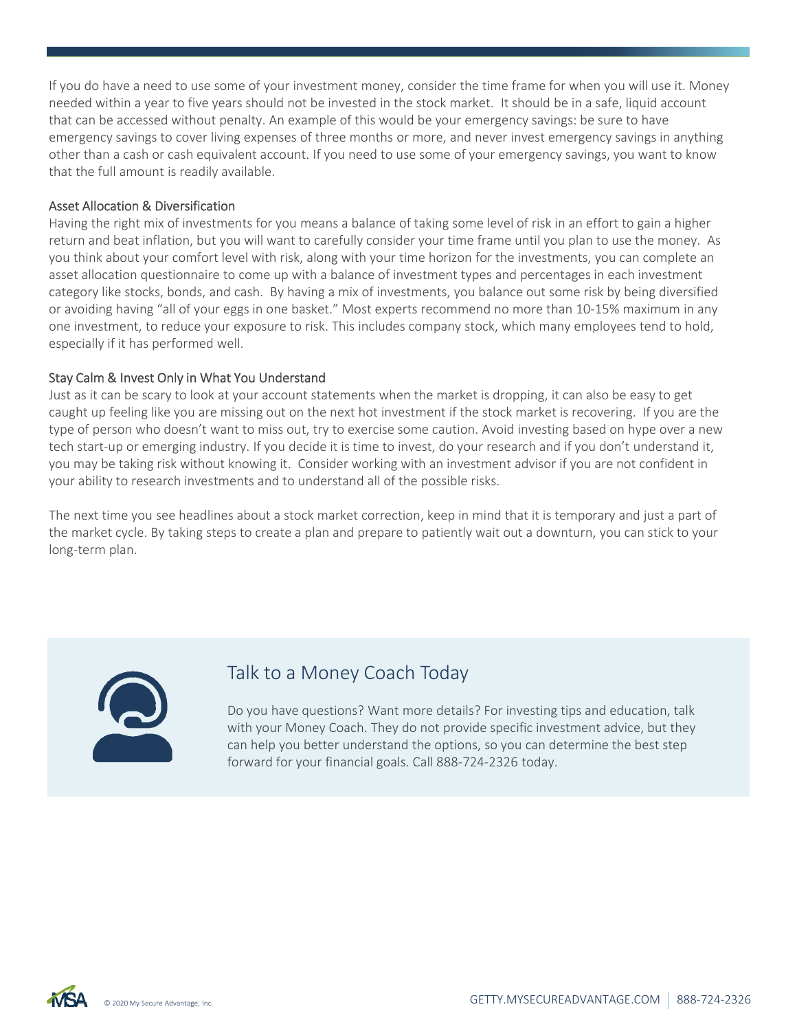If you do have a need to use some of your investment money, consider the time frame for when you will use it. Money needed within a year to five years should not be invested in the stock market. It should be in a safe, liquid account that can be accessed without penalty. An example of this would be your emergency savings: be sure to have emergency savings to cover living expenses of three months or more, and never invest emergency savings in anything other than a cash or cash equivalent account. If you need to use some of your emergency savings, you want to know that the full amount is readily available.

### Asset Allocation & Diversification

Having the right mix of investments for you means a balance of taking some level of risk in an effort to gain a higher return and beat inflation, but you will want to carefully consider your time frame until you plan to use the money. As you think about your comfort level with risk, along with your time horizon for the investments, you can complete an asset allocation questionnaire to come up with a balance of investment types and percentages in each investment category like stocks, bonds, and cash. By having a mix of investments, you balance out some risk by being diversified or avoiding having "all of your eggs in one basket." Most experts recommend no more than 10-15% maximum in any one investment, to reduce your exposure to risk. This includes company stock, which many employees tend to hold, especially if it has performed well.

### Stay Calm & Invest Only in What You Understand

Just as it can be scary to look at your account statements when the market is dropping, it can also be easy to get caught up feeling like you are missing out on the next hot investment if the stock market is recovering. If you are the type of person who doesn't want to miss out, try to exercise some caution. Avoid investing based on hype over a new tech start-up or emerging industry. If you decide it is time to invest, do your research and if you don't understand it, you may be taking risk without knowing it. Consider working with an investment advisor if you are not confident in your ability to research investments and to understand all of the possible risks.

The next time you see headlines about a stock market correction, keep in mind that it is temporary and just a part of the market cycle. By taking steps to create a plan and prepare to patiently wait out a downturn, you can stick to your long-term plan.

## Talk to a Money Coach Today

Do you have questions? Want more details? For investing tips and education, talk with your Money Coach. They do not provide specific investment advice, but they can help you better understand the options, so you can determine the best step forward for your financial goals. Call 888-724-2326 today.

© 2020 My Secure Advantage, Inc.

GETTY.MYSECUREADVANTAGE.COM | 888-724-2326